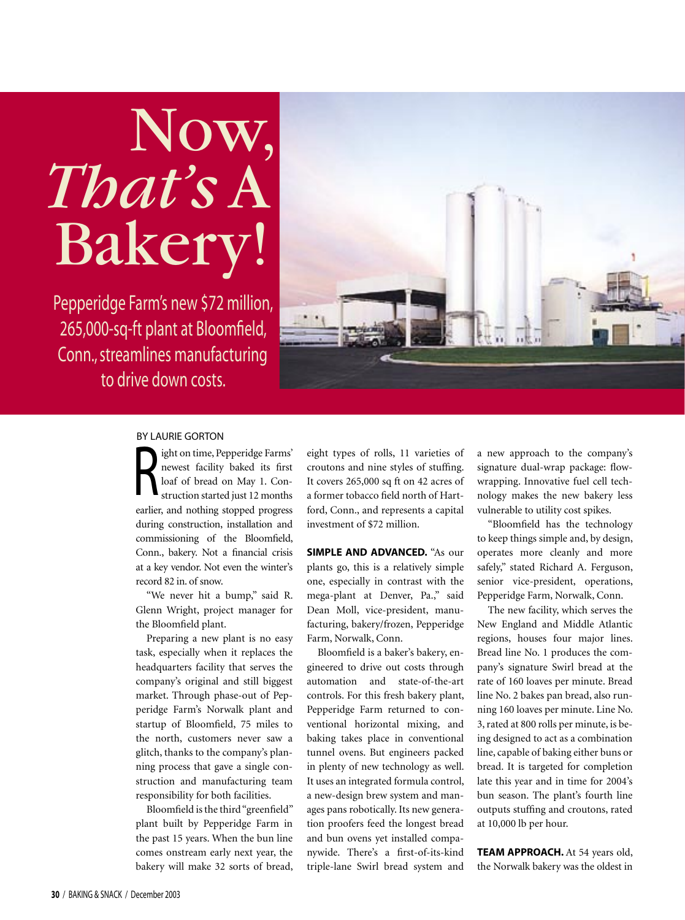# Now, *That's* A Bakery!

Pepperidge Farm's new $72 million, 265,000-sq-ft plant at Bloomfield, Conn., streamlines manufacturing to drive down costs.

BY LAURIE GORTON

Right on time, Pepperidge Farms' newest facility baked its first loaf of bread on May 1. Construction started just 12 months earlier, and nothing stopped progress during construction, installation and commissioning of the Bloomfield, Conn., bakery. Not a financial crisis at a key vendor. Not even the winter's record 82 in. of snow.

"We never hit a bump," said R. Glenn Wright, project manager for the Bloomfield plant.

Preparing a new plant is no easy task, especially when it replaces the headquarters facility that serves the company's original and still biggest market. Through phase-out of Pepperidge Farm's Norwalk plant and startup of Bloomfield, 75 miles to the north, customers never saw a glitch, thanks to the company's planning process that gave a single construction and manufacturing team responsibility for both facilities.

Bloomfield is the third "greenfield" plant built by Pepperidge Farm in the past 15 years. When the bun line comes onstream early next year, the bakery will make 32 sorts of bread, eight types of rolls, 11 varieties of croutons and nine styles of stuffing. It covers 265,000 sq ft on 42 acres of a former tobacco field north of Hartford, Conn., and represents a capital investment of $72 million.

**SIMPLE AND ADVANCED.** "As our plants go, this is a relatively simple one, especially in contrast with the mega-plant at Denver, Pa.," said Dean Moll, vice-president, manufacturing, bakery/frozen, Pepperidge Farm, Norwalk, Conn.

Bloomfield is a baker's bakery, engineered to drive out costs through automation and state-of-the-art controls. For this fresh bakery plant, Pepperidge Farm returned to conventional horizontal mixing, and baking takes place in conventional tunnel ovens. But engineers packed in plenty of new technology as well. It uses an integrated formula control, a new-design brew system and manages pans robotically. Its new generation proofers feed the longest bread and bun ovens yet installed companywide. There's a first-of-its-kind triple-lane Swirl bread system and a new approach to the company's signature dual-wrap package: flow-wrapping. Innovative fuel cell technology makes the new bakery less vulnerable to utility cost spikes.

"Bloomfield has the technology to keep things simple and, by design, operates more cleanly and more safely," stated Richard A. Ferguson, senior vice-president, operations, Pepperidge Farm, Norwalk, Conn.

The new facility, which serves the New England and Middle Atlantic regions, houses four major lines. Bread line No. 1 produces the company's signature Swirl bread at the rate of 160 loaves per minute. Bread line No. 2 bakes pan bread, also running 160 loaves per minute. Line No. 3, rated at 800 rolls per minute, is being designed to act as a combination line, capable of baking either buns or bread. It is targeted for completion late this year and in time for 2004's bun season. The plant's fourth line outputs stuffing and croutons, rated at 10,000 lb per hour.

**TEAM APPROACH.** At 54 years old, the Norwalk bakery was the oldest in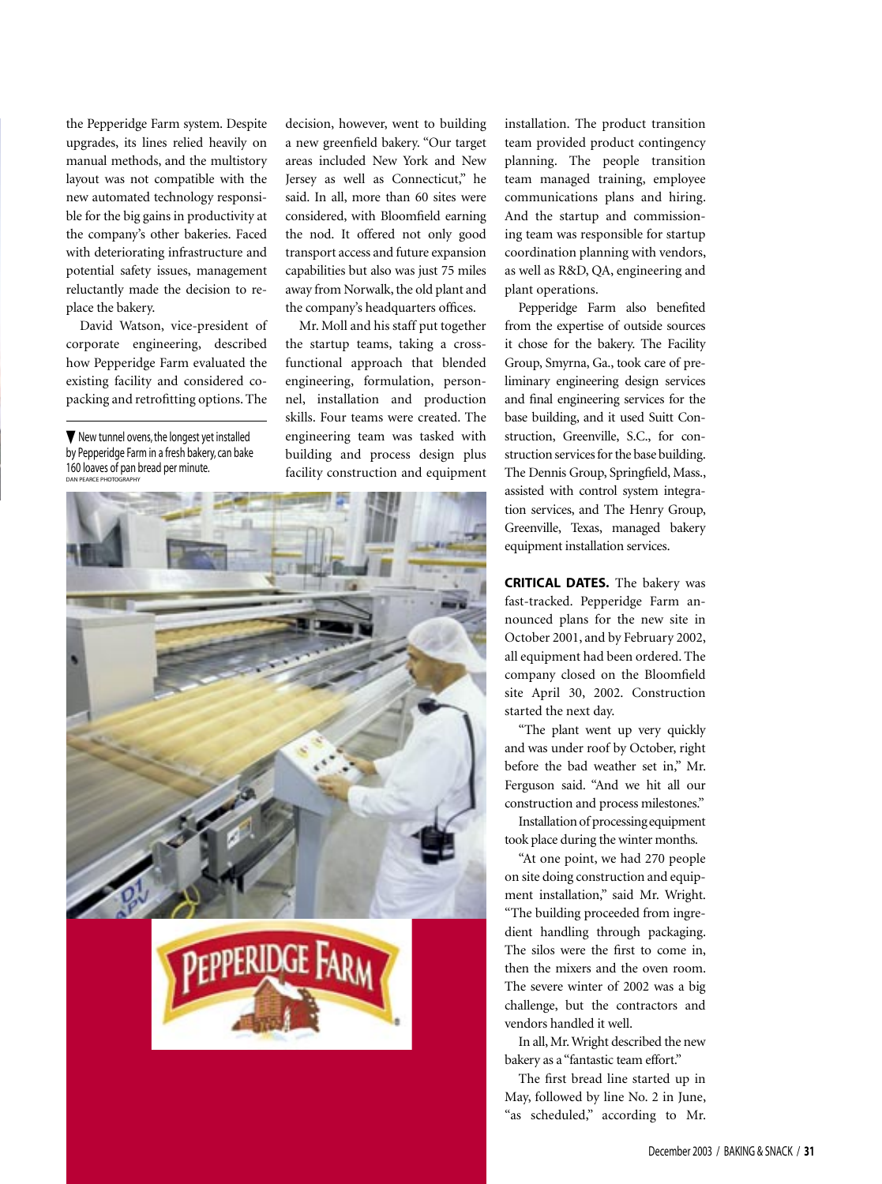the Pepperidge Farm system. Despite upgrades, its lines relied heavily on manual methods, and the multistory layout was not compatible with the new automated technology responsible for the big gains in productivity at the company's other bakeries. Faced with deteriorating infrastructure and potential safety issues, management reluctantly made the decision to replace the bakery.

David Watson, vice-president of corporate engineering, described how Pepperidge Farm evaluated the existing facility and considered co-packing and retrofitting options. The decision, however, went to building a new greenfield bakery. "Our target areas included New York and New Jersey as well as Connecticut," he said. In all, more than 60 sites were considered, with Bloomfield earning the nod. It offered not only good transport access and future expansion capabilities but also was just 75 miles away from Norwalk, the old plant and the company's headquarters offices.

Mr. Moll and his staff put together the startup teams, taking a cross-functional approach that blended engineering, formulation, personnel, installation and production skills. Four teams were created. The engineering team was tasked with building and process design plus facility construction and equipment installation. The product transition team provided product contingency planning. The people transition team managed training, employee communications plans and hiring. And the startup and commissioning team was responsible for startup coordination planning with vendors, as well as R&D, QA, engineering and plant operations.

▼ New tunnel ovens, the longest yet installed by Pepperidge Farm in a fresh bakery, can bake 160 loaves of pan bread per minute.
DAN PEARCE PHOTOGRAPHY

Pepperidge Farm also benefited from the expertise of outside sources it chose for the bakery. The Facility Group, Smyrna, Ga., took care of preliminary engineering design services and final engineering services for the base building, and it used Suitt Construction, Greenville, S.C., for construction services for the base building. The Dennis Group, Springfield, Mass., assisted with control system integration services, and The Henry Group, Greenville, Texas, managed bakery equipment installation services.

**CRITICAL DATES.** The bakery was fast-tracked. Pepperidge Farm announced plans for the new site in October 2001, and by February 2002, all equipment had been ordered. The company closed on the Bloomfield site April 30, 2002. Construction started the next day.

"The plant went up very quickly and was under roof by October, right before the bad weather set in," Mr. Ferguson said. "And we hit all our construction and process milestones."

Installation of processing equipment took place during the winter months.

"At one point, we had 270 people on site doing construction and equipment installation," said Mr. Wright. "The building proceeded from ingredient handling through packaging. The silos were the first to come in, then the mixers and the oven room. The severe winter of 2002 was a big challenge, but the contractors and vendors handled it well.

In all, Mr. Wright described the new bakery as a "fantastic team effort."

The first bread line started up in May, followed by line No. 2 in June, "as scheduled," according to Mr.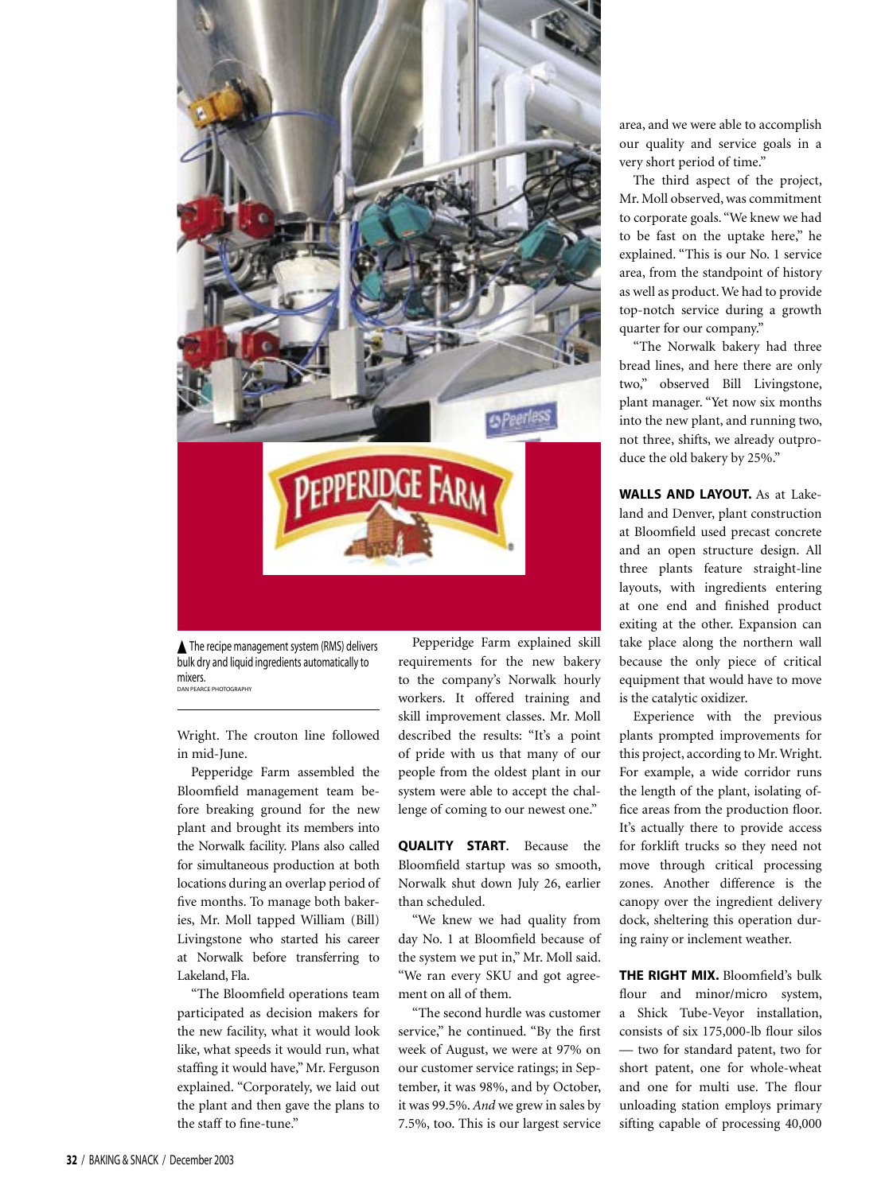▲ The recipe management system (RMS) delivers bulk dry and liquid ingredients automatically to mixers.
DAN PEARCE PHOTOGRAPHY

Wright. The crouton line followed in mid-June.

Pepperidge Farm assembled the Bloomfield management team before breaking ground for the new plant and brought its members into the Norwalk facility. Plans also called for simultaneous production at both locations during an overlap period of five months. To manage both bakeries, Mr. Moll tapped William (Bill) Livingstone who started his career at Norwalk before transferring to Lakeland, Fla.

"The Bloomfield operations team participated as decision makers for the new facility, what it would look like, what speeds it would run, what staffing it would have," Mr. Ferguson explained. "Corporately, we laid out the plant and then gave the plans to the staff to fine-tune."

Pepperidge Farm explained skill requirements for the new bakery to the company's Norwalk hourly workers. It offered training and skill improvement classes. Mr. Moll described the results: "It's a point of pride with us that many of our people from the oldest plant in our system were able to accept the challenge of coming to our newest one."

**QUALITY START.** Because the Bloomfield startup was so smooth, Norwalk shut down July 26, earlier than scheduled.

"We knew we had quality from day No. 1 at Bloomfield because of the system we put in," Mr. Moll said. "We ran every SKU and got agreement on all of them.

"The second hurdle was customer service," he continued. "By the first week of August, we were at 97% on our customer service ratings; in September, it was 98%, and by October, it was 99.5%. *And* we grew in sales by 7.5%, too. This is our largest service area, and we were able to accomplish our quality and service goals in a very short period of time."

The third aspect of the project, Mr. Moll observed, was commitment to corporate goals. "We knew we had to be fast on the uptake here," he explained. "This is our No. 1 service area, from the standpoint of history as well as product. We had to provide top-notch service during a growth quarter for our company."

"The Norwalk bakery had three bread lines, and here there are only two," observed Bill Livingstone, plant manager. "Yet now six months into the new plant, and running two, not three, shifts, we already outproduce the old bakery by 25%."

**WALLS AND LAYOUT.** As at Lakeland and Denver, plant construction at Bloomfield used precast concrete and an open structure design. All three plants feature straight-line layouts, with ingredients entering at one end and finished product exiting at the other. Expansion can take place along the northern wall because the only piece of critical equipment that would have to move is the catalytic oxidizer.

Experience with the previous plants prompted improvements for this project, according to Mr. Wright. For example, a wide corridor runs the length of the plant, isolating office areas from the production floor. It's actually there to provide access for forklift trucks so they need not move through critical processing zones. Another difference is the canopy over the ingredient delivery dock, sheltering this operation during rainy or inclement weather.

**THE RIGHT MIX.** Bloomfield's bulk flour and minor/micro system, a Shick Tube-Veyor installation, consists of six 175,000-lb flour silos — two for standard patent, two for short patent, one for whole-wheat and one for multi use. The flour unloading station employs primary sifting capable of processing 40,000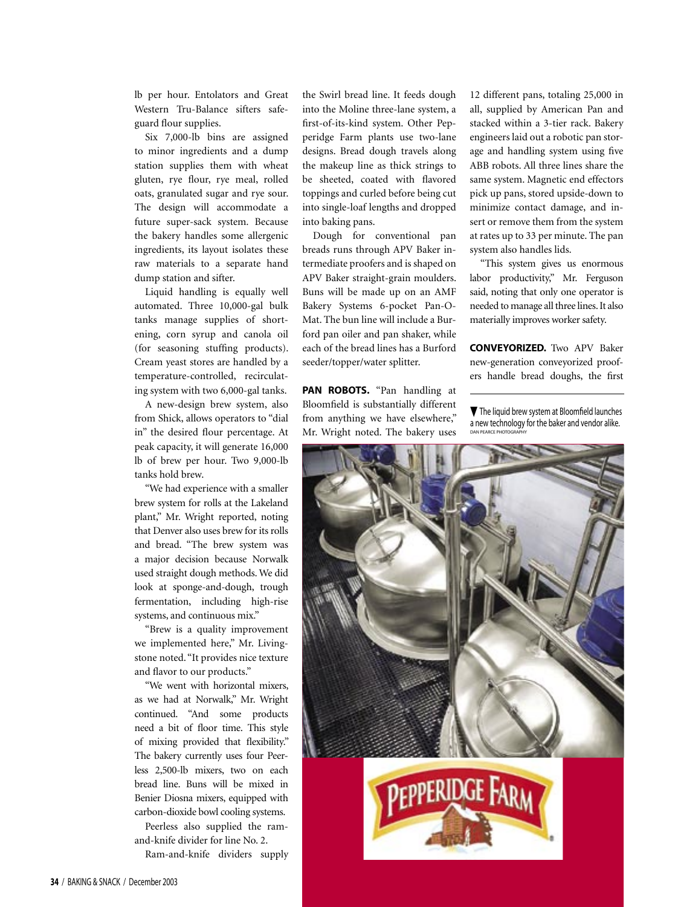lb per hour. Entolators and Great Western Tru-Balance sifters safeguard flour supplies.

Six 7,000-lb bins are assigned to minor ingredients and a dump station supplies them with wheat gluten, rye flour, rye meal, rolled oats, granulated sugar and rye sour. The design will accommodate a future super-sack system. Because the bakery handles some allergenic ingredients, its layout isolates these raw materials to a separate hand dump station and sifter.

Liquid handling is equally well automated. Three 10,000-gal bulk tanks manage supplies of shortening, corn syrup and canola oil (for seasoning stuffing products). Cream yeast stores are handled by a temperature-controlled, recirculating system with two 6,000-gal tanks.

A new-design brew system, also from Shick, allows operators to "dial in" the desired flour percentage. At peak capacity, it will generate 16,000 lb of brew per hour. Two 9,000-lb tanks hold brew.

"We had experience with a smaller brew system for rolls at the Lakeland plant," Mr. Wright reported, noting that Denver also uses brew for its rolls and bread. "The brew system was a major decision because Norwalk used straight dough methods. We did look at sponge-and-dough, trough fermentation, including high-rise systems, and continuous mix."

"Brew is a quality improvement we implemented here," Mr. Livingstone noted. "It provides nice texture and flavor to our products."

"We went with horizontal mixers, as we had at Norwalk," Mr. Wright continued. "And some products need a bit of floor time. This style of mixing provided that flexibility." The bakery currently uses four Peerless 2,500-lb mixers, two on each bread line. Buns will be mixed in Benier Diosna mixers, equipped with carbon-dioxide bowl cooling systems.

Peerless also supplied the ram-and-knife divider for line No. 2.

Ram-and-knife dividers supply the Swirl bread line. It feeds dough into the Moline three-lane system, a first-of-its-kind system. Other Pepperidge Farm plants use two-lane designs. Bread dough travels along the makeup line as thick strings to be sheeted, coated with flavored toppings and curled before being cut into single-loaf lengths and dropped into baking pans.

Dough for conventional pan breads runs through APV Baker intermediate proofers and is shaped on APV Baker straight-grain moulders. Buns will be made up on an AMF Bakery Systems 6-pocket Pan-O-Mat. The bun line will include a Burford pan oiler and pan shaker, while each of the bread lines has a Burford seeder/topper/water splitter.

**PAN ROBOTS.** "Pan handling at Bloomfield is substantially different from anything we have elsewhere," Mr. Wright noted. The bakery uses 12 different pans, totaling 25,000 in all, supplied by American Pan and stacked within a 3-tier rack. Bakery engineers laid out a robotic pan storage and handling system using five ABB robots. All three lines share the same system. Magnetic end effectors pick up pans, stored upside-down to minimize contact damage, and insert or remove them from the system at rates up to 33 per minute. The pan system also handles lids.

"This system gives us enormous labor productivity," Mr. Ferguson said, noting that only one operator is needed to manage all three lines. It also materially improves worker safety.

**CONVEYORIZED.** Two APV Baker new-generation conveyorized proofers handle bread doughs, the first

▼ The liquid brew system at Bloomfield launches a new technology for the baker and vendor alike. DAN PEARCE PHOTOGRAPHY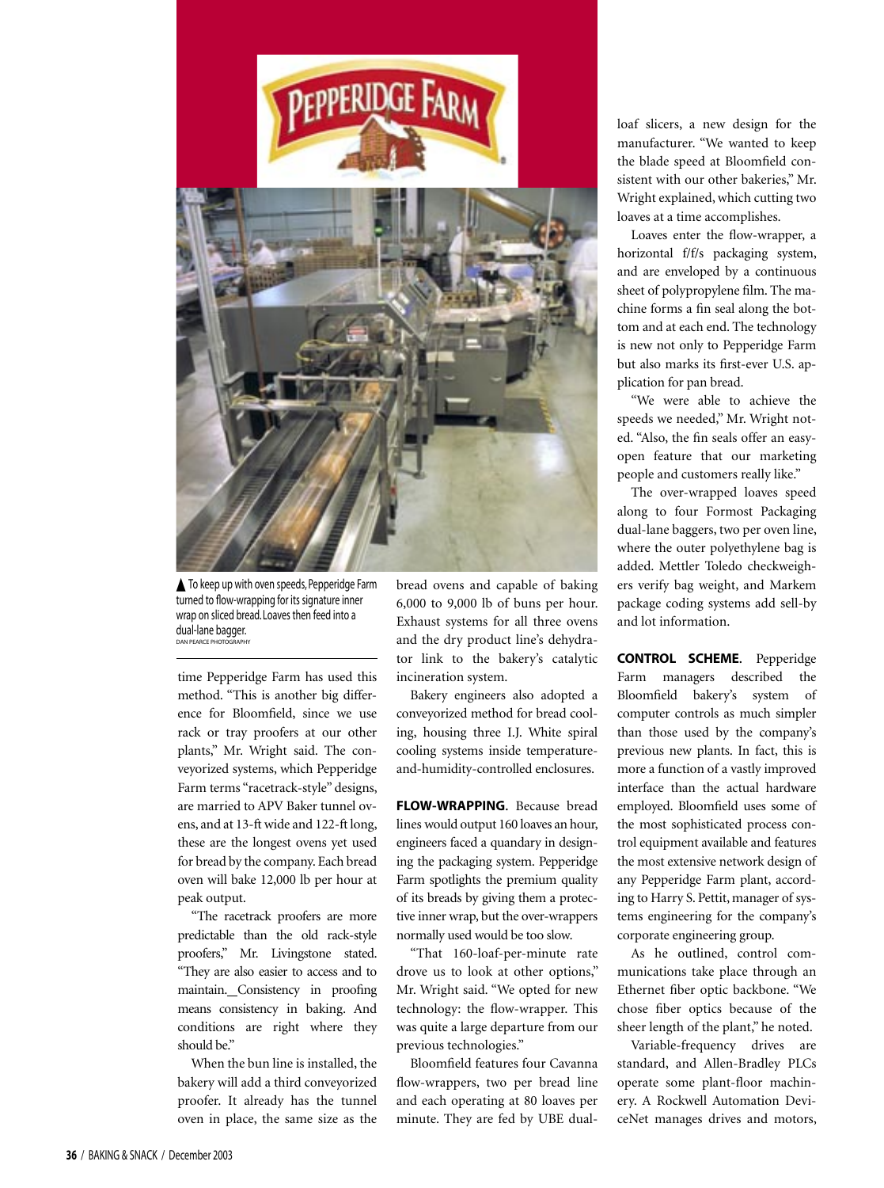▲ To keep up with oven speeds, Pepperidge Farm turned to flow-wrapping for its signature inner wrap on sliced bread. Loaves then feed into a dual-lane bagger.
DAN PEARCE PHOTOGRAPHY

time Pepperidge Farm has used this method. "This is another big difference for Bloomfield, since we use rack or tray proofers at our other plants," Mr. Wright said. The conveyorized systems, which Pepperidge Farm terms "racetrack-style" designs, are married to APV Baker tunnel ovens, and at 13-ft wide and 122-ft long, these are the longest ovens yet used for bread by the company. Each bread oven will bake 12,000 lb per hour at peak output.

"The racetrack proofers are more predictable than the old rack-style proofers," Mr. Livingstone stated. "They are also easier to access and to maintain. Consistency in proofing means consistency in baking. And conditions are right where they should be."

When the bun line is installed, the bakery will add a third conveyorized proofer. It already has the tunnel oven in place, the same size as the bread ovens and capable of baking 6,000 to 9,000 lb of buns per hour. Exhaust systems for all three ovens and the dry product line's dehydrator link to the bakery's catalytic incineration system.

Bakery engineers also adopted a conveyorized method for bread cooling, housing three I.J. White spiral cooling systems inside temperature-and-humidity-controlled enclosures.

**FLOW-WRAPPING.** Because bread lines would output 160 loaves an hour, engineers faced a quandary in designing the packaging system. Pepperidge Farm spotlights the premium quality of its breads by giving them a protective inner wrap, but the over-wrappers normally used would be too slow.

"That 160-loaf-per-minute rate drove us to look at other options," Mr. Wright said. "We opted for new technology: the flow-wrapper. This was quite a large departure from our previous technologies."

Bloomfield features four Cavanna flow-wrappers, two per bread line and each operating at 80 loaves per minute. They are fed by UBE dual-loaf slicers, a new design for the manufacturer. "We wanted to keep the blade speed at Bloomfield consistent with our other bakeries," Mr. Wright explained, which cutting two loaves at a time accomplishes.

Loaves enter the flow-wrapper, a horizontal f/f/s packaging system, and are enveloped by a continuous sheet of polypropylene film. The machine forms a fin seal along the bottom and at each end. The technology is new not only to Pepperidge Farm but also marks its first-ever U.S. application for pan bread.

"We were able to achieve the speeds we needed," Mr. Wright noted. "Also, the fin seals offer an easy-open feature that our marketing people and customers really like."

The over-wrapped loaves speed along to four Formost Packaging dual-lane baggers, two per oven line, where the outer polyethylene bag is added. Mettler Toledo checkweighers verify bag weight, and Markem package coding systems add sell-by and lot information.

**CONTROL SCHEME.** Pepperidge Farm managers described the Bloomfield bakery's system of computer controls as much simpler than those used by the company's previous new plants. In fact, this is more a function of a vastly improved interface than the actual hardware employed. Bloomfield uses some of the most sophisticated process control equipment available and features the most extensive network design of any Pepperidge Farm plant, according to Harry S. Pettit, manager of systems engineering for the company's corporate engineering group.

As he outlined, control communications take place through an Ethernet fiber optic backbone. "We chose fiber optics because of the sheer length of the plant," he noted.

Variable-frequency drives are standard, and Allen-Bradley PLCs operate some plant-floor machinery. A Rockwell Automation DeviceNet manages drives and motors,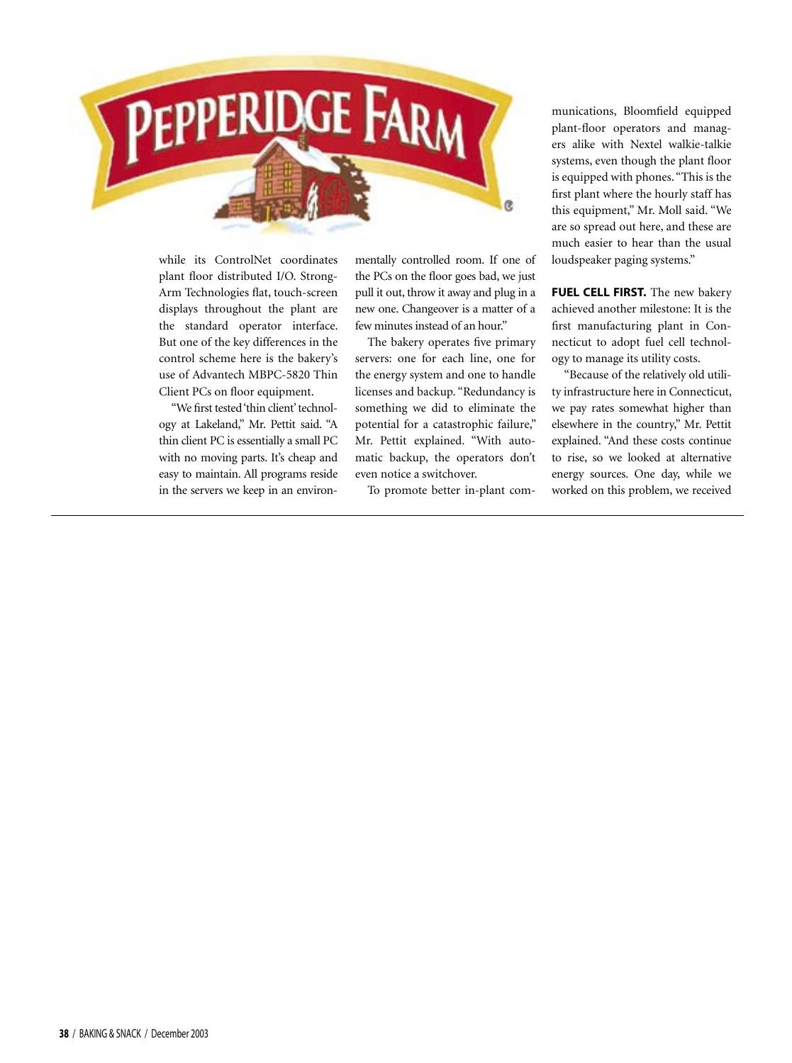while its ControlNet coordinates plant floor distributed I/O. StrongArm Technologies flat, touch-screen displays throughout the plant are the standard operator interface. But one of the key differences in the control scheme here is the bakery's use of Advantech MBPC-5820 Thin Client PCs on floor equipment.

"We first tested 'thin client' technology at Lakeland," Mr. Pettit said. "A thin client PC is essentially a small PC with no moving parts. It's cheap and easy to maintain. All programs reside in the servers we keep in an environmentally controlled room. If one of the PCs on the floor goes bad, we just pull it out, throw it away and plug in a new one. Changeover is a matter of a few minutes instead of an hour."

The bakery operates five primary servers: one for each line, one for the energy system and one to handle licenses and backup. "Redundancy is something we did to eliminate the potential for a catastrophic failure," Mr. Pettit explained. "With automatic backup, the operators don't even notice a switchover.

To promote better in-plant communications, Bloomfield equipped plant-floor operators and managers alike with Nextel walkie-talkie systems, even though the plant floor is equipped with phones. "This is the first plant where the hourly staff has this equipment," Mr. Moll said. "We are so spread out here, and these are much easier to hear than the usual loudspeaker paging systems."

**FUEL CELL FIRST.** The new bakery achieved another milestone: It is the first manufacturing plant in Connecticut to adopt fuel cell technology to manage its utility costs.

"Because of the relatively old utility infrastructure here in Connecticut, we pay rates somewhat higher than elsewhere in the country," Mr. Pettit explained. "And these costs continue to rise, so we looked at alternative energy sources. One day, while we worked on this problem, we received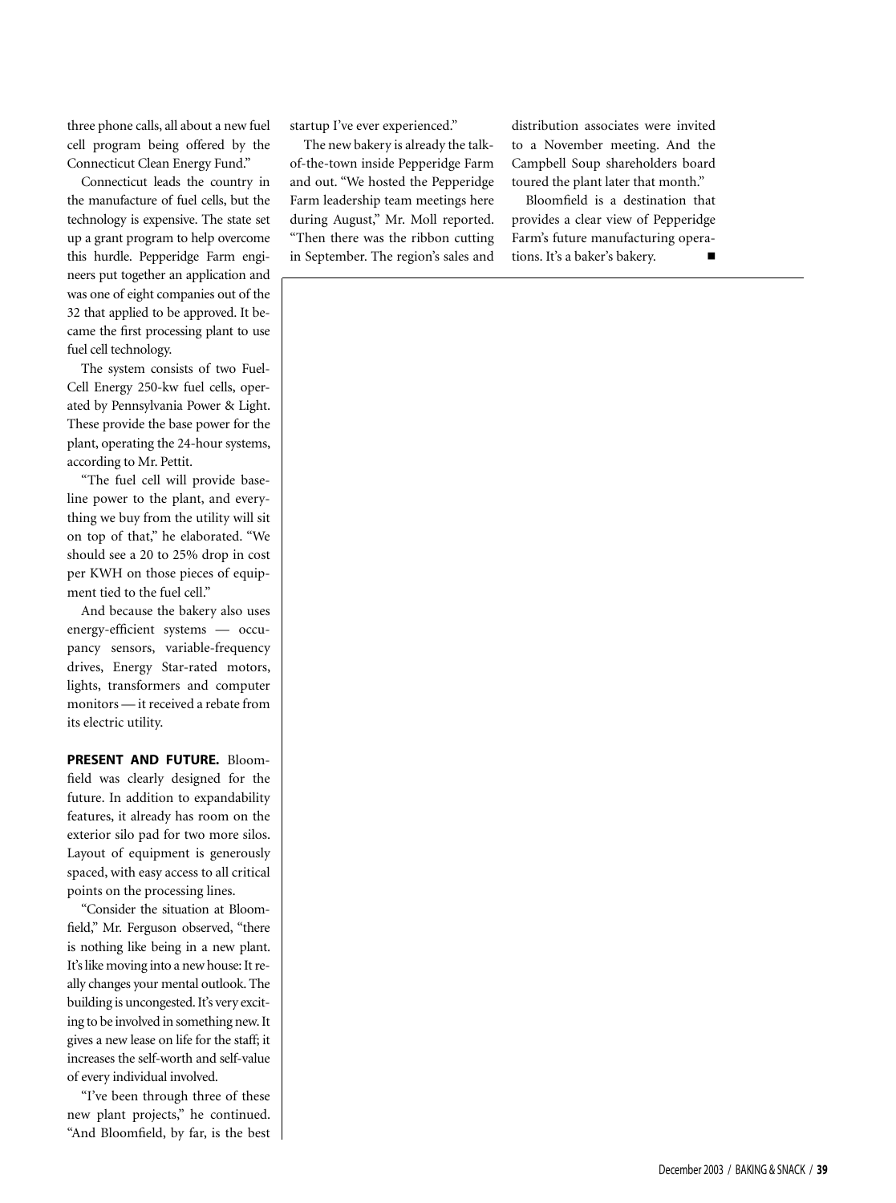three phone calls, all about a new fuel cell program being offered by the Connecticut Clean Energy Fund."

Connecticut leads the country in the manufacture of fuel cells, but the technology is expensive. The state set up a grant program to help overcome this hurdle. Pepperidge Farm engineers put together an application and was one of eight companies out of the 32 that applied to be approved. It became the first processing plant to use fuel cell technology.

The system consists of two Fuel-Cell Energy 250-kw fuel cells, operated by Pennsylvania Power & Light. These provide the base power for the plant, operating the 24-hour systems, according to Mr. Pettit.

"The fuel cell will provide baseline power to the plant, and everything we buy from the utility will sit on top of that," he elaborated. "We should see a 20 to 25% drop in cost per KWH on those pieces of equipment tied to the fuel cell."

And because the bakery also uses energy-efficient systems — occupancy sensors, variable-frequency drives, Energy Star-rated motors, lights, transformers and computer monitors — it received a rebate from its electric utility.

**PRESENT AND FUTURE.** Bloomfield was clearly designed for the future. In addition to expandability features, it already has room on the exterior silo pad for two more silos. Layout of equipment is generously spaced, with easy access to all critical points on the processing lines.

"Consider the situation at Bloomfield," Mr. Ferguson observed, "there is nothing like being in a new plant. It's like moving into a new house: It really changes your mental outlook. The building is uncongested. It's very exciting to be involved in something new. It gives a new lease on life for the staff; it increases the self-worth and self-value of every individual involved.

"I've been through three of these new plant projects," he continued. "And Bloomfield, by far, is the best startup I've ever experienced."

The new bakery is already the talk-of-the-town inside Pepperidge Farm and out. "We hosted the Pepperidge Farm leadership team meetings here during August," Mr. Moll reported. "Then there was the ribbon cutting in September. The region's sales and distribution associates were invited to a November meeting. And the Campbell Soup shareholders board toured the plant later that month."

Bloomfield is a destination that provides a clear view of Pepperidge Farm's future manufacturing operations. It's a baker's bakery. ■